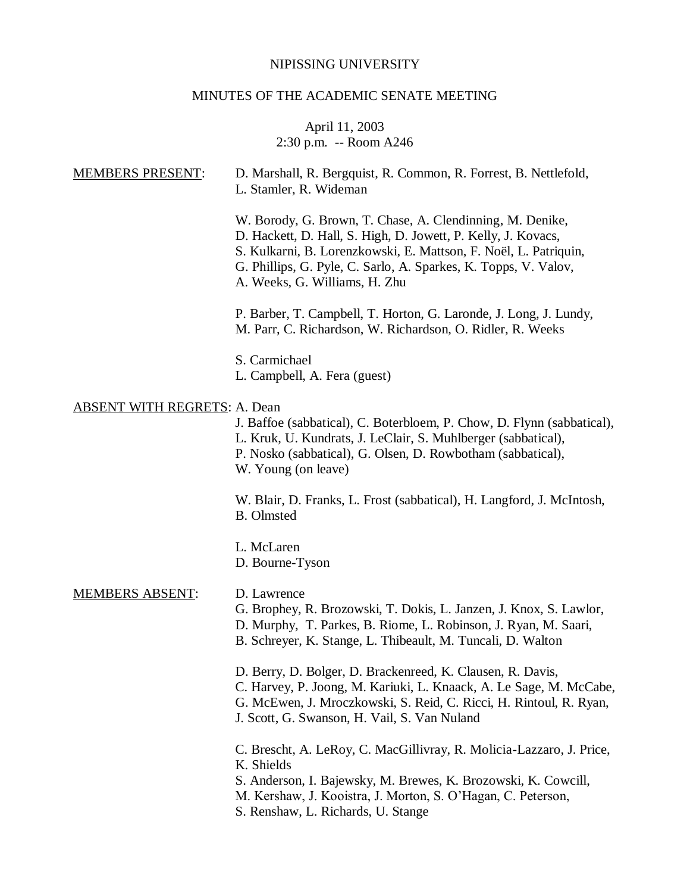NIPISSING UNIVERSITY

MINUTES OF THE ACADEMIC SENATE MEETING

April 11, 2003
2:30 p.m. -- Room A246

MEMBERS PRESENT:

D. Marshall, R. Bergquist, R. Common, R. Forrest, B. Nettlefold, L. Stamler, R. Wideman

W. Borody, G. Brown, T. Chase, A. Clendinning, M. Denike, D. Hackett, D. Hall, S. High, D. Jowett, P. Kelly, J. Kovacs, S. Kulkarni, B. Lorenzkowski, E. Mattson, F. Noël, L. Patriquin, G. Phillips, G. Pyle, C. Sarlo, A. Sparkes, K. Topps, V. Valov, A. Weeks, G. Williams, H. Zhu

P. Barber, T. Campbell, T. Horton, G. Laronde, J. Long, J. Lundy, M. Parr, C. Richardson, W. Richardson, O. Ridler, R. Weeks

S. Carmichael
L. Campbell, A. Fera (guest)

ABSENT WITH REGRETS:

A. Dean
J. Baffoe (sabbatical), C. Boterbloem, P. Chow, D. Flynn (sabbatical), L. Kruk, U. Kundrats, J. LeClair, S. Muhlberger (sabbatical), P. Nosko (sabbatical), G. Olsen, D. Rowbotham (sabbatical), W. Young (on leave)

W. Blair, D. Franks, L. Frost (sabbatical), H. Langford, J. McIntosh, B. Olmsted

L. McLaren
D. Bourne-Tyson

MEMBERS ABSENT:

D. Lawrence
G. Brophey, R. Brozowski, T. Dokis, L. Janzen, J. Knox, S. Lawlor, D. Murphy, T. Parkes, B. Riome, L. Robinson, J. Ryan, M. Saari, B. Schreyer, K. Stange, L. Thibeault, M. Tuncali, D. Walton

D. Berry, D. Bolger, D. Brackenreed, K. Clausen, R. Davis, C. Harvey, P. Joong, M. Kariuki, L. Knaack, A. Le Sage, M. McCabe, G. McEwen, J. Mroczkowski, S. Reid, C. Ricci, H. Rintoul, R. Ryan, J. Scott, G. Swanson, H. Vail, S. Van Nuland

C. Brescht, A. LeRoy, C. MacGillivray, R. Molicia-Lazzaro, J. Price, K. Shields
S. Anderson, I. Bajewsky, M. Brewes, K. Brozowski, K. Cowcill, M. Kershaw, J. Kooistra, J. Morton, S. O'Hagan, C. Peterson, S. Renshaw, L. Richards, U. Stange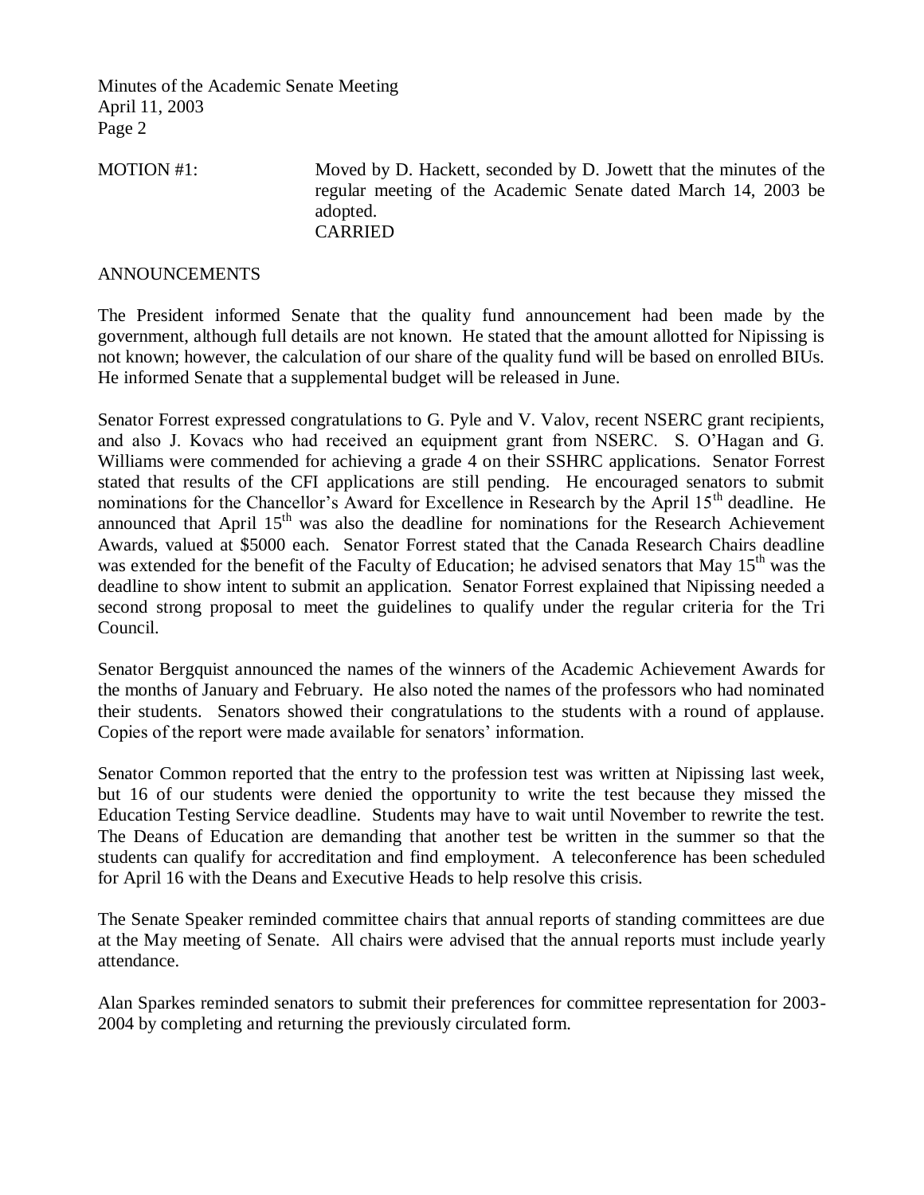MOTION #1: Moved by D. Hackett, seconded by D. Jowett that the minutes of the regular meeting of the Academic Senate dated March 14, 2003 be adopted.
CARRIED

ANNOUNCEMENTS

The President informed Senate that the quality fund announcement had been made by the government, although full details are not known. He stated that the amount allotted for Nipissing is not known; however, the calculation of our share of the quality fund will be based on enrolled BIUs. He informed Senate that a supplemental budget will be released in June.

Senator Forrest expressed congratulations to G. Pyle and V. Valov, recent NSERC grant recipients, and also J. Kovacs who had received an equipment grant from NSERC. S. O'Hagan and G. Williams were commended for achieving a grade 4 on their SSHRC applications. Senator Forrest stated that results of the CFI applications are still pending. He encouraged senators to submit nominations for the Chancellor's Award for Excellence in Research by the April 15th deadline. He announced that April 15th was also the deadline for nominations for the Research Achievement Awards, valued at $5000 each. Senator Forrest stated that the Canada Research Chairs deadline was extended for the benefit of the Faculty of Education; he advised senators that May 15th was the deadline to show intent to submit an application. Senator Forrest explained that Nipissing needed a second strong proposal to meet the guidelines to qualify under the regular criteria for the Tri Council.

Senator Bergquist announced the names of the winners of the Academic Achievement Awards for the months of January and February. He also noted the names of the professors who had nominated their students. Senators showed their congratulations to the students with a round of applause. Copies of the report were made available for senators' information.

Senator Common reported that the entry to the profession test was written at Nipissing last week, but 16 of our students were denied the opportunity to write the test because they missed the Education Testing Service deadline. Students may have to wait until November to rewrite the test. The Deans of Education are demanding that another test be written in the summer so that the students can qualify for accreditation and find employment. A teleconference has been scheduled for April 16 with the Deans and Executive Heads to help resolve this crisis.

The Senate Speaker reminded committee chairs that annual reports of standing committees are due at the May meeting of Senate. All chairs were advised that the annual reports must include yearly attendance.

Alan Sparkes reminded senators to submit their preferences for committee representation for 2003-2004 by completing and returning the previously circulated form.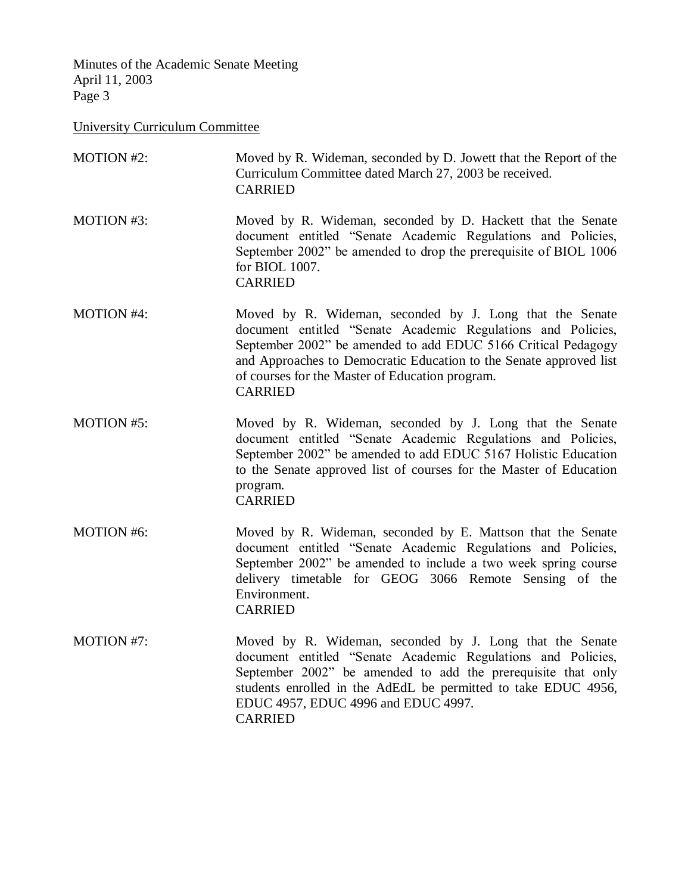University Curriculum Committee

MOTION #2: Moved by R. Wideman, seconded by D. Jowett that the Report of the Curriculum Committee dated March 27, 2003 be received.
CARRIED

MOTION #3: Moved by R. Wideman, seconded by D. Hackett that the Senate document entitled "Senate Academic Regulations and Policies, September 2002" be amended to drop the prerequisite of BIOL 1006 for BIOL 1007.
CARRIED

MOTION #4: Moved by R. Wideman, seconded by J. Long that the Senate document entitled "Senate Academic Regulations and Policies, September 2002" be amended to add EDUC 5166 Critical Pedagogy and Approaches to Democratic Education to the Senate approved list of courses for the Master of Education program.
CARRIED

MOTION #5: Moved by R. Wideman, seconded by J. Long that the Senate document entitled "Senate Academic Regulations and Policies, September 2002" be amended to add EDUC 5167 Holistic Education to the Senate approved list of courses for the Master of Education program.
CARRIED

MOTION #6: Moved by R. Wideman, seconded by E. Mattson that the Senate document entitled "Senate Academic Regulations and Policies, September 2002" be amended to include a two week spring course delivery timetable for GEOG 3066 Remote Sensing of the Environment.
CARRIED

MOTION #7: Moved by R. Wideman, seconded by J. Long that the Senate document entitled "Senate Academic Regulations and Policies, September 2002" be amended to add the prerequisite that only students enrolled in the AdEdL be permitted to take EDUC 4956, EDUC 4957, EDUC 4996 and EDUC 4997.
CARRIED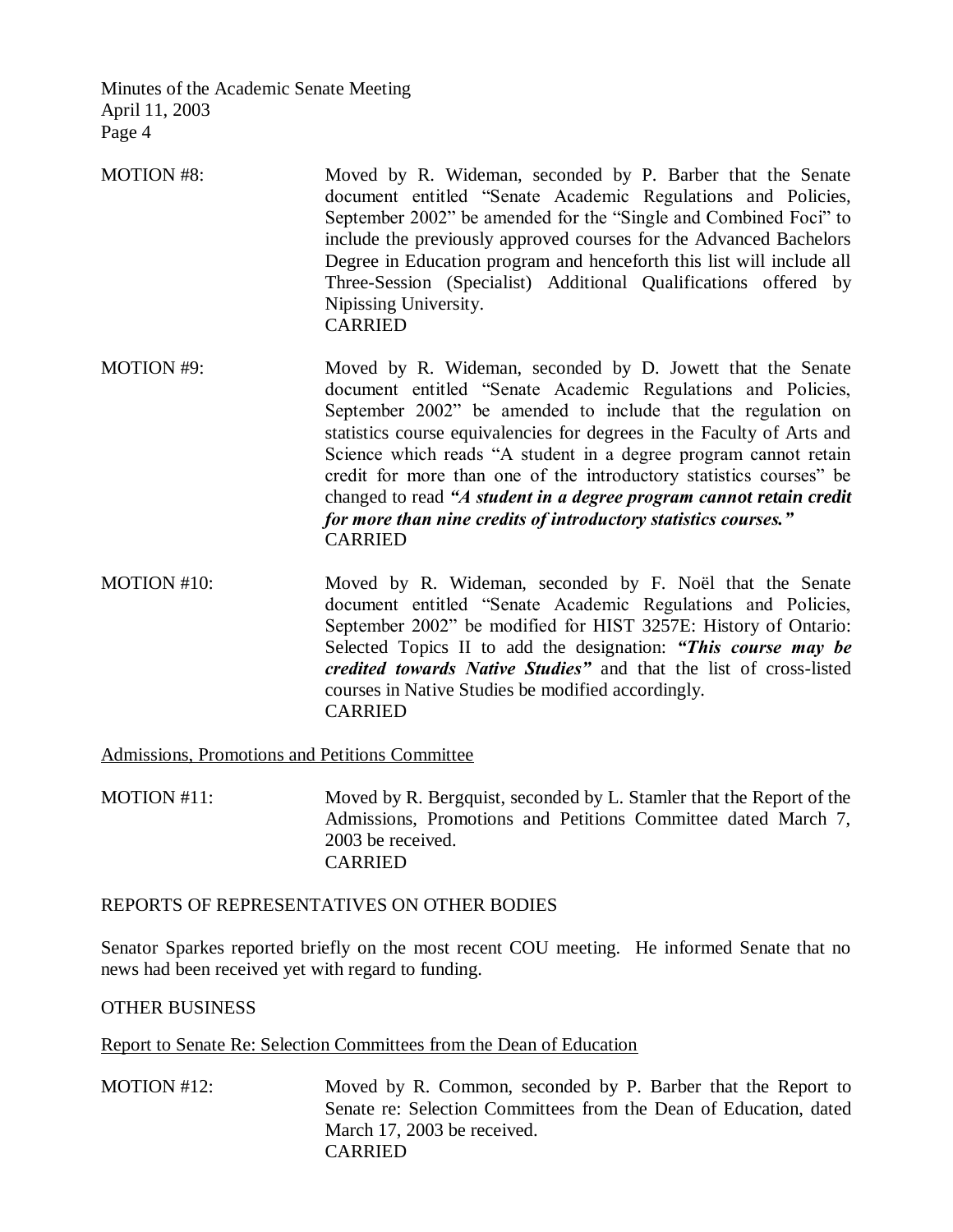MOTION #8: Moved by R. Wideman, seconded by P. Barber that the Senate document entitled "Senate Academic Regulations and Policies, September 2002" be amended for the "Single and Combined Foci" to include the previously approved courses for the Advanced Bachelors Degree in Education program and henceforth this list will include all Three-Session (Specialist) Additional Qualifications offered by Nipissing University.
CARRIED

MOTION #9: Moved by R. Wideman, seconded by D. Jowett that the Senate document entitled "Senate Academic Regulations and Policies, September 2002" be amended to include that the regulation on statistics course equivalencies for degrees in the Faculty of Arts and Science which reads "A student in a degree program cannot retain credit for more than one of the introductory statistics courses" be changed to read ***"A student in a degree program cannot retain credit for more than nine credits of introductory statistics courses."***
CARRIED

MOTION #10: Moved by R. Wideman, seconded by F. Noël that the Senate document entitled "Senate Academic Regulations and Policies, September 2002" be modified for HIST 3257E: History of Ontario: Selected Topics II to add the designation: ***"This course may be credited towards Native Studies"*** and that the list of cross-listed courses in Native Studies be modified accordingly.
CARRIED

Admissions, Promotions and Petitions Committee

MOTION #11: Moved by R. Bergquist, seconded by L. Stamler that the Report of the Admissions, Promotions and Petitions Committee dated March 7, 2003 be received.
CARRIED

REPORTS OF REPRESENTATIVES ON OTHER BODIES

Senator Sparkes reported briefly on the most recent COU meeting. He informed Senate that no news had been received yet with regard to funding.

OTHER BUSINESS

Report to Senate Re: Selection Committees from the Dean of Education

MOTION #12: Moved by R. Common, seconded by P. Barber that the Report to Senate re: Selection Committees from the Dean of Education, dated March 17, 2003 be received.
CARRIED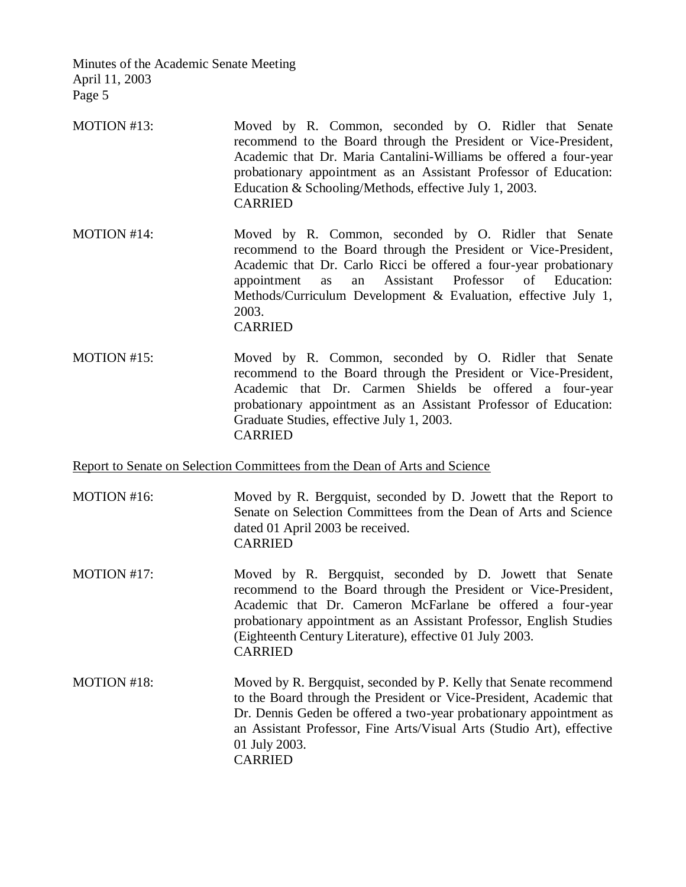MOTION #13: Moved by R. Common, seconded by O. Ridler that Senate recommend to the Board through the President or Vice-President, Academic that Dr. Maria Cantalini-Williams be offered a four-year probationary appointment as an Assistant Professor of Education: Education & Schooling/Methods, effective July 1, 2003.
CARRIED

MOTION #14: Moved by R. Common, seconded by O. Ridler that Senate recommend to the Board through the President or Vice-President, Academic that Dr. Carlo Ricci be offered a four-year probationary appointment as an Assistant Professor of Education: Methods/Curriculum Development & Evaluation, effective July 1, 2003.
CARRIED

MOTION #15: Moved by R. Common, seconded by O. Ridler that Senate recommend to the Board through the President or Vice-President, Academic that Dr. Carmen Shields be offered a four-year probationary appointment as an Assistant Professor of Education: Graduate Studies, effective July 1, 2003.
CARRIED

Report to Senate on Selection Committees from the Dean of Arts and Science

MOTION #16: Moved by R. Bergquist, seconded by D. Jowett that the Report to Senate on Selection Committees from the Dean of Arts and Science dated 01 April 2003 be received.
CARRIED

MOTION #17: Moved by R. Bergquist, seconded by D. Jowett that Senate recommend to the Board through the President or Vice-President, Academic that Dr. Cameron McFarlane be offered a four-year probationary appointment as an Assistant Professor, English Studies (Eighteenth Century Literature), effective 01 July 2003.
CARRIED

MOTION #18: Moved by R. Bergquist, seconded by P. Kelly that Senate recommend to the Board through the President or Vice-President, Academic that Dr. Dennis Geden be offered a two-year probationary appointment as an Assistant Professor, Fine Arts/Visual Arts (Studio Art), effective 01 July 2003.
CARRIED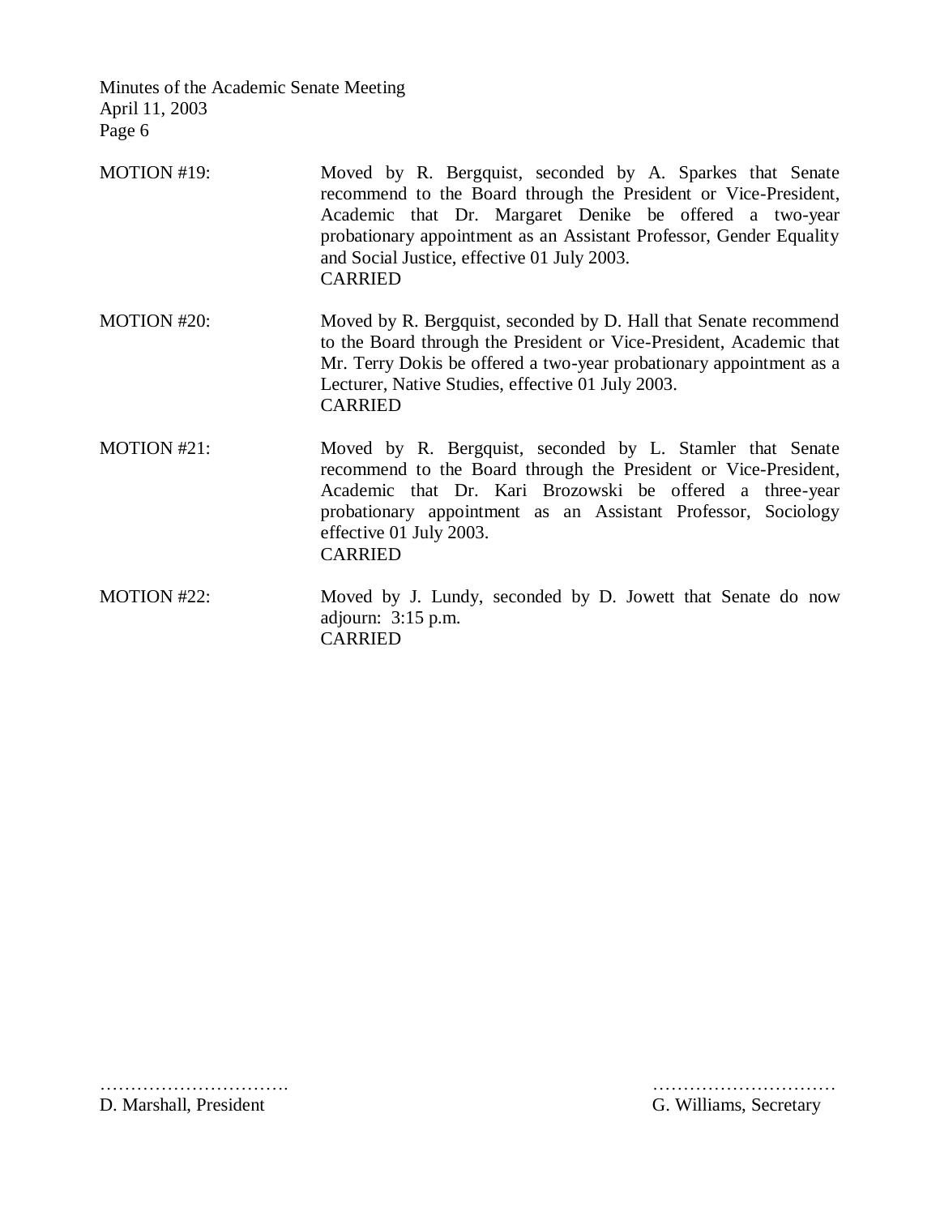MOTION #19: Moved by R. Bergquist, seconded by A. Sparkes that Senate recommend to the Board through the President or Vice-President, Academic that Dr. Margaret Denike be offered a two-year probationary appointment as an Assistant Professor, Gender Equality and Social Justice, effective 01 July 2003.
CARRIED

MOTION #20: Moved by R. Bergquist, seconded by D. Hall that Senate recommend to the Board through the President or Vice-President, Academic that Mr. Terry Dokis be offered a two-year probationary appointment as a Lecturer, Native Studies, effective 01 July 2003.
CARRIED

MOTION #21: Moved by R. Bergquist, seconded by L. Stamler that Senate recommend to the Board through the President or Vice-President, Academic that Dr. Kari Brozowski be offered a three-year probationary appointment as an Assistant Professor, Sociology effective 01 July 2003.
CARRIED

MOTION #22: Moved by J. Lundy, seconded by D. Jowett that Senate do now adjourn: 3:15 p.m.
CARRIED

…………………………. 
D. Marshall, President

…………………………
G. Williams, Secretary